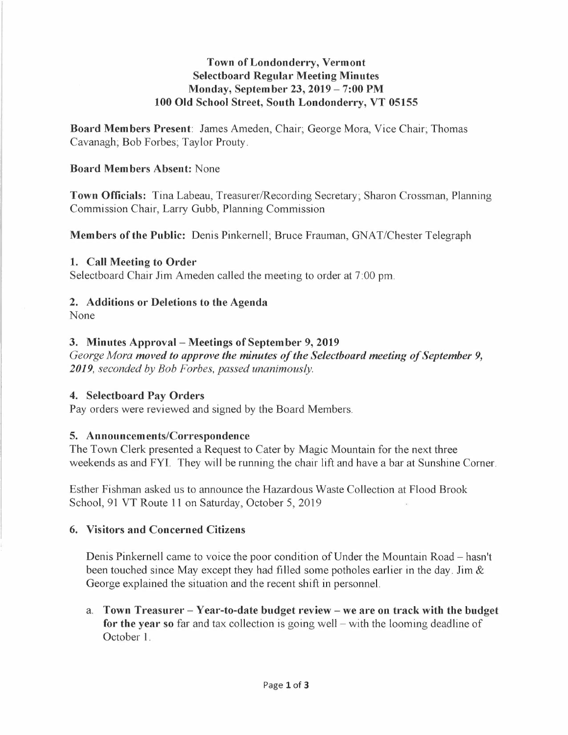# Town of Londonderry, Vermont
## Selectboard Regular Meeting Minutes
## Monday, September 23, 2019 – 7:00 PM
## 100 Old School Street, South Londonderry, VT 05155

**Board Members Present**: James Ameden, Chair; George Mora, Vice Chair; Thomas Cavanagh; Bob Forbes; Taylor Prouty.

**Board Members Absent:** None

**Town Officials:** Tina Labeau, Treasurer/Recording Secretary; Sharon Crossman, Planning Commission Chair, Larry Gubb, Planning Commission

**Members of the Public:** Denis Pinkernell; Bruce Frauman, GNAT/Chester Telegraph

### 1. Call Meeting to Order

Selectboard Chair Jim Ameden called the meeting to order at 7:00 pm.

### 2. Additions or Deletions to the Agenda

None

### 3. Minutes Approval – Meetings of September 9, 2019

*George Mora* ***moved to approve the minutes of the Selectboard meeting of September 9, 2019****, seconded by Bob Forbes, passed unanimously.*

### 4. Selectboard Pay Orders

Pay orders were reviewed and signed by the Board Members.

### 5. Announcements/Correspondence

The Town Clerk presented a Request to Cater by Magic Mountain for the next three weekends as and FYI. They will be running the chair lift and have a bar at Sunshine Corner.

Esther Fishman asked us to announce the Hazardous Waste Collection at Flood Brook School, 91 VT Route 11 on Saturday, October 5, 2019

### 6. Visitors and Concerned Citizens

Denis Pinkernell came to voice the poor condition of Under the Mountain Road – hasn't been touched since May except they had filled some potholes earlier in the day. Jim & George explained the situation and the recent shift in personnel.

a. **Town Treasurer – Year-to-date budget review – we are on track with the budget for the year so** far and tax collection is going well – with the looming deadline of October 1.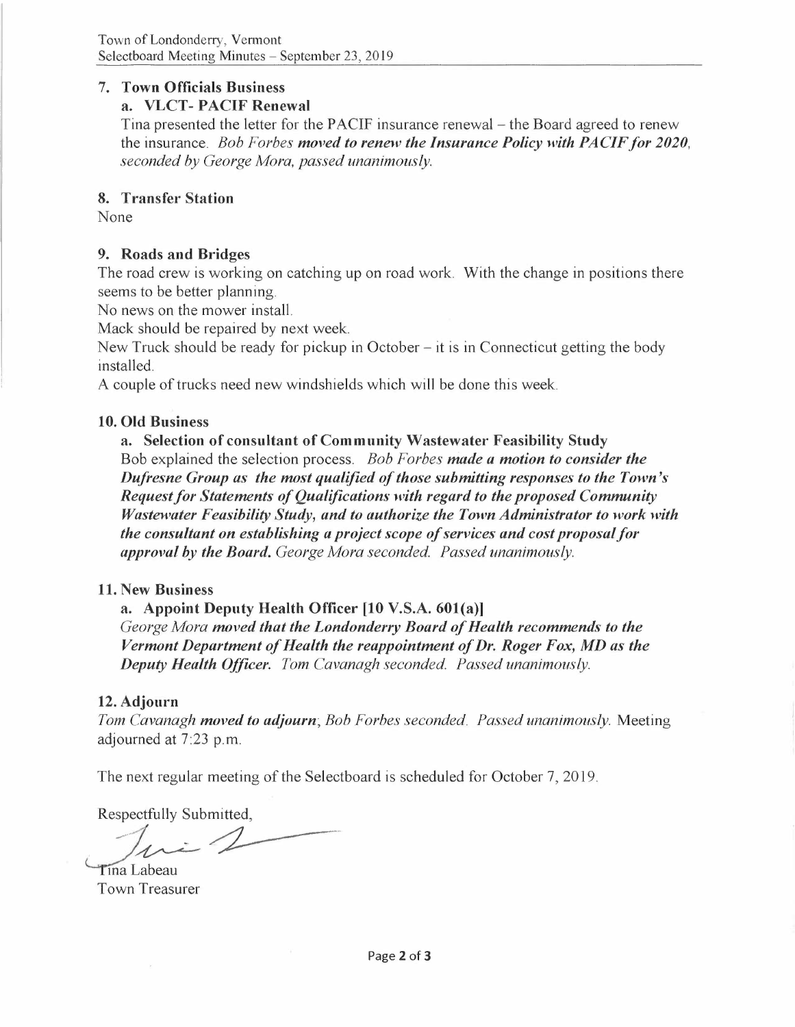## 7. Town Officials Business

### a. VLCT- PACIF Renewal

Tina presented the letter for the PACIF insurance renewal – the Board agreed to renew the insurance. *Bob Forbes* ***moved to renew the Insurance Policy with PACIF for 2020,*** *seconded by George Mora, passed unanimously.*

## 8. Transfer Station

None

## 9. Roads and Bridges

The road crew is working on catching up on road work. With the change in positions there seems to be better planning.

No news on the mower install.

Mack should be repaired by next week.

New Truck should be ready for pickup in October – it is in Connecticut getting the body installed.

A couple of trucks need new windshields which will be done this week.

## 10. Old Business

### a. Selection of consultant of Community Wastewater Feasibility Study

Bob explained the selection process. *Bob Forbes* ***made a motion to consider the Dufresne Group as the most qualified of those submitting responses to the Town's Request for Statements of Qualifications with regard to the proposed Community Wastewater Feasibility Study, and to authorize the Town Administrator to work with the consultant on establishing a project scope of services and cost proposal for approval by the Board.*** *George Mora seconded. Passed unanimously.*

## 11. New Business

### a. Appoint Deputy Health Officer [10 V.S.A. 601(a)]

*George Mora* ***moved that the Londonderry Board of Health recommends to the Vermont Department of Health the reappointment of Dr. Roger Fox, MD as the Deputy Health Officer.*** *Tom Cavanagh seconded. Passed unanimously.*

## 12. Adjourn

*Tom Cavanagh* ***moved to adjourn***; *Bob Forbes seconded. Passed unanimously.* Meeting adjourned at 7:23 p.m.

The next regular meeting of the Selectboard is scheduled for October 7, 2019.

Respectfully Submitted,

Tina Labeau
Town Treasurer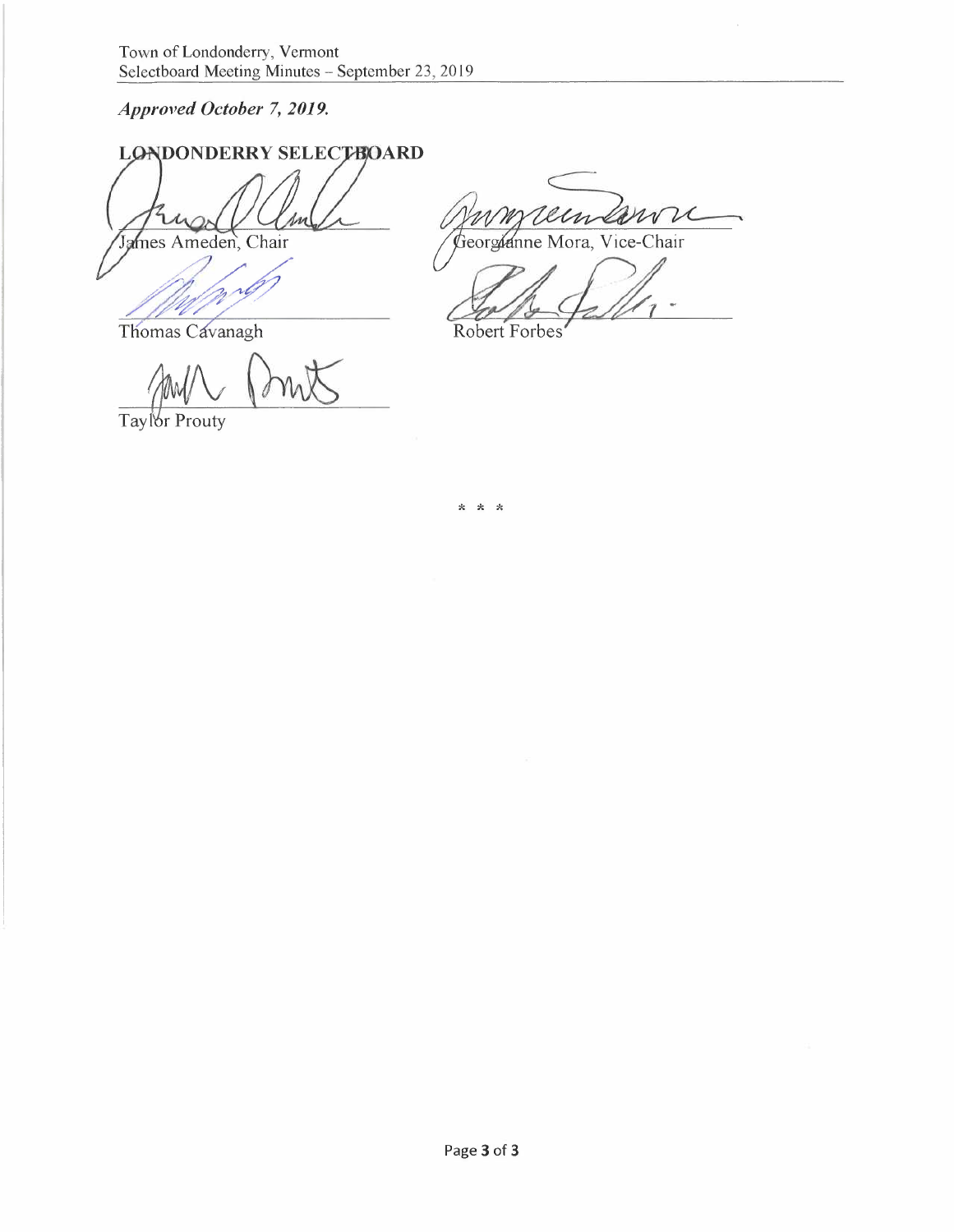*Approved October 7, 2019.*

**LONDONDERRY SELECTBOARD**

James Ameden, Chair

Georgianne Mora, Vice-Chair

Thomas Cavanagh

Robert Forbes

Taylor Prouty

\* \* \*